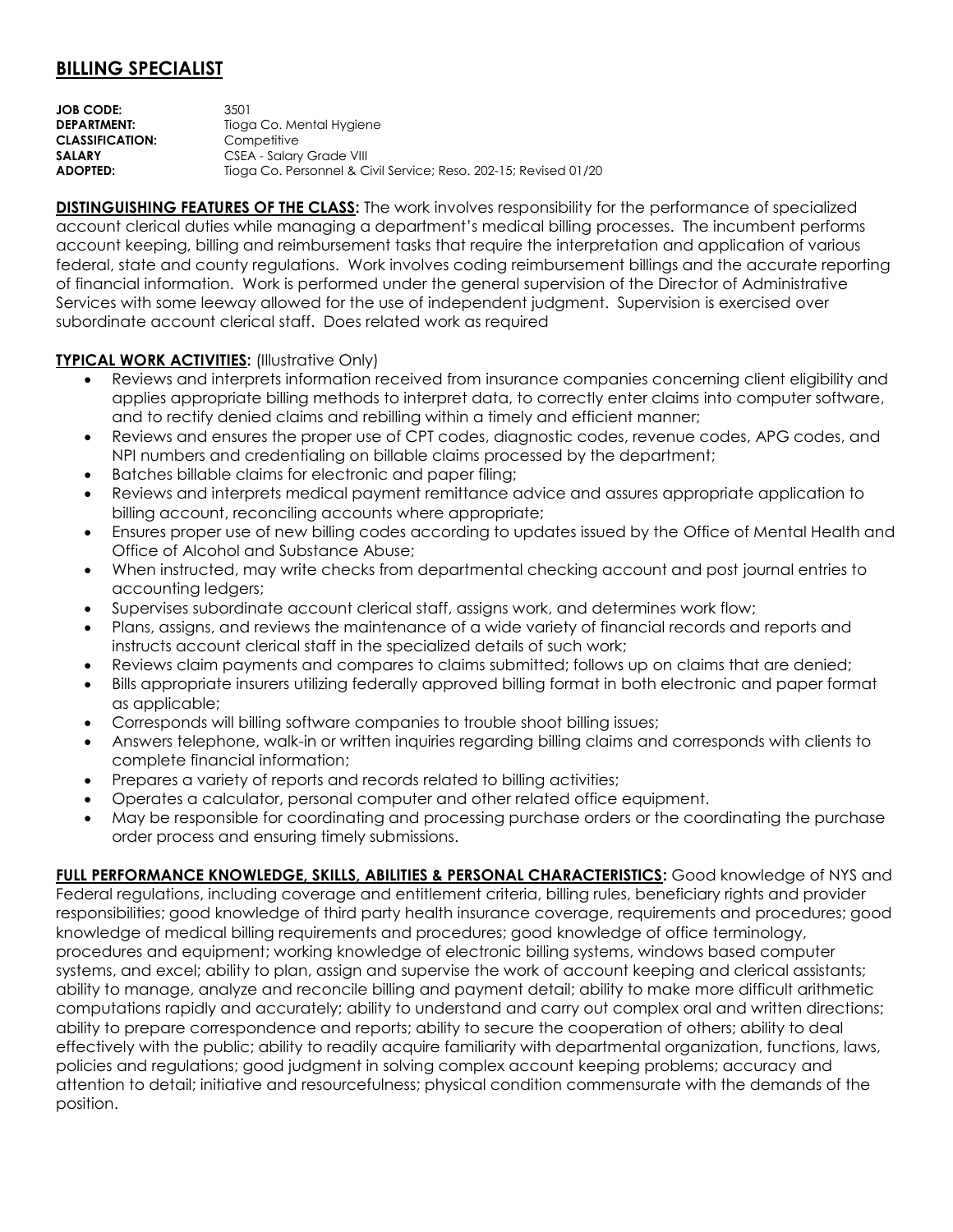# BILLING SPECIALIST

**JOB CODE:** 3501
**DEPARTMENT:** Tioga Co. Mental Hygiene
**CLASSIFICATION:** Competitive
**SALARY** CSEA - Salary Grade VIII
**ADOPTED:** Tioga Co. Personnel & Civil Service; Reso. 202-15; Revised 01/20

**DISTINGUISHING FEATURES OF THE CLASS:** The work involves responsibility for the performance of specialized account clerical duties while managing a department's medical billing processes. The incumbent performs account keeping, billing and reimbursement tasks that require the interpretation and application of various federal, state and county regulations. Work involves coding reimbursement billings and the accurate reporting of financial information. Work is performed under the general supervision of the Director of Administrative Services with some leeway allowed for the use of independent judgment. Supervision is exercised over subordinate account clerical staff. Does related work as required

**TYPICAL WORK ACTIVITIES:** (Illustrative Only)

- Reviews and interprets information received from insurance companies concerning client eligibility and applies appropriate billing methods to interpret data, to correctly enter claims into computer software, and to rectify denied claims and rebilling within a timely and efficient manner;
- Reviews and ensures the proper use of CPT codes, diagnostic codes, revenue codes, APG codes, and NPI numbers and credentialing on billable claims processed by the department;
- Batches billable claims for electronic and paper filing;
- Reviews and interprets medical payment remittance advice and assures appropriate application to billing account, reconciling accounts where appropriate;
- Ensures proper use of new billing codes according to updates issued by the Office of Mental Health and Office of Alcohol and Substance Abuse;
- When instructed, may write checks from departmental checking account and post journal entries to accounting ledgers;
- Supervises subordinate account clerical staff, assigns work, and determines work flow;
- Plans, assigns, and reviews the maintenance of a wide variety of financial records and reports and instructs account clerical staff in the specialized details of such work;
- Reviews claim payments and compares to claims submitted; follows up on claims that are denied;
- Bills appropriate insurers utilizing federally approved billing format in both electronic and paper format as applicable;
- Corresponds will billing software companies to trouble shoot billing issues;
- Answers telephone, walk-in or written inquiries regarding billing claims and corresponds with clients to complete financial information;
- Prepares a variety of reports and records related to billing activities;
- Operates a calculator, personal computer and other related office equipment.
- May be responsible for coordinating and processing purchase orders or the coordinating the purchase order process and ensuring timely submissions.

**FULL PERFORMANCE KNOWLEDGE, SKILLS, ABILITIES & PERSONAL CHARACTERISTICS:** Good knowledge of NYS and Federal regulations, including coverage and entitlement criteria, billing rules, beneficiary rights and provider responsibilities; good knowledge of third party health insurance coverage, requirements and procedures; good knowledge of medical billing requirements and procedures; good knowledge of office terminology, procedures and equipment; working knowledge of electronic billing systems, windows based computer systems, and excel; ability to plan, assign and supervise the work of account keeping and clerical assistants; ability to manage, analyze and reconcile billing and payment detail; ability to make more difficult arithmetic computations rapidly and accurately; ability to understand and carry out complex oral and written directions; ability to prepare correspondence and reports; ability to secure the cooperation of others; ability to deal effectively with the public; ability to readily acquire familiarity with departmental organization, functions, laws, policies and regulations; good judgment in solving complex account keeping problems; accuracy and attention to detail; initiative and resourcefulness; physical condition commensurate with the demands of the position.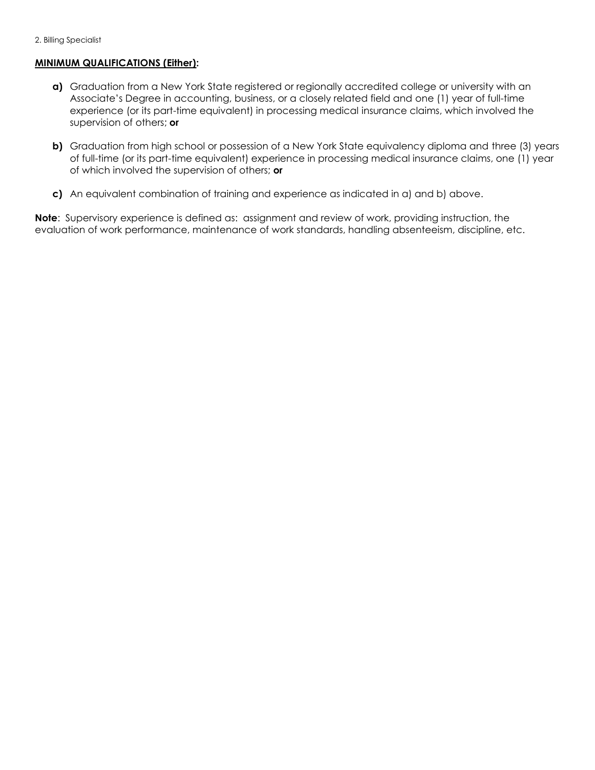**MINIMUM QUALIFICATIONS (Either):**

- **a)** Graduation from a New York State registered or regionally accredited college or university with an Associate's Degree in accounting, business, or a closely related field and one (1) year of full-time experience (or its part-time equivalent) in processing medical insurance claims, which involved the supervision of others; **or**

- **b)** Graduation from high school or possession of a New York State equivalency diploma and three (3) years of full-time (or its part-time equivalent) experience in processing medical insurance claims, one (1) year of which involved the supervision of others; **or**

- **c)** An equivalent combination of training and experience as indicated in a) and b) above.

**Note**: Supervisory experience is defined as: assignment and review of work, providing instruction, the evaluation of work performance, maintenance of work standards, handling absenteeism, discipline, etc.